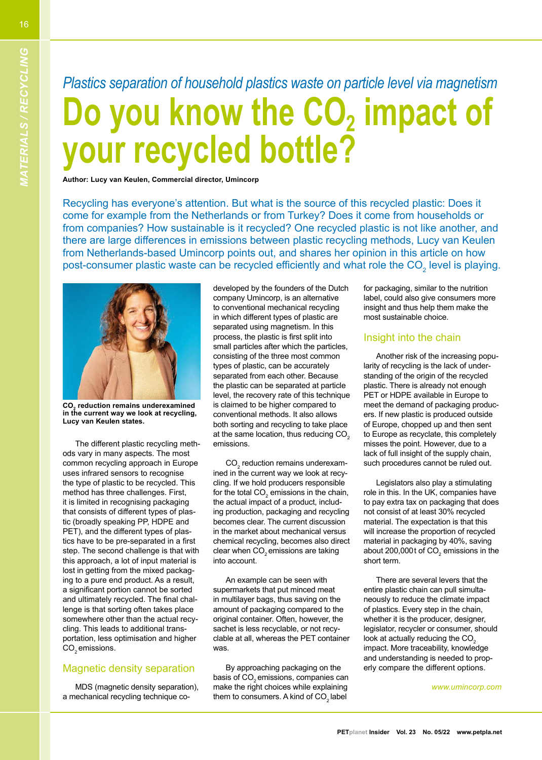*Plastics separation of household plastics waste on particle level via magnetism*

# Do you know the $CO_2$ impact of your recycled bottle?

**Author: Lucy van Keulen, Commercial director, Umincorp**

Recycling has everyone's attention. But what is the source of this recycled plastic: Does it come for example from the Netherlands or from Turkey? Does it come from households or from companies? How sustainable is it recycled? One recycled plastic is not like another, and there are large differences in emissions between plastic recycling methods, Lucy van Keulen from Netherlands-based Umincorp points out, and shares her opinion in this article on how post-consumer plastic waste can be recycled efficiently and what role the $CO_2$ level is playing.

**$CO_2$ reduction remains underexamined in the current way we look at recycling, Lucy van Keulen states.**

The different plastic recycling methods vary in many aspects. The most common recycling approach in Europe uses infrared sensors to recognise the type of plastic to be recycled. This method has three challenges. First, it is limited in recognising packaging that consists of different types of plastic (broadly speaking PP, HDPE and PET), and the different types of plastics have to be pre-separated in a first step. The second challenge is that with this approach, a lot of input material is lost in getting from the mixed packaging to a pure end product. As a result, a significant portion cannot be sorted and ultimately recycled. The final challenge is that sorting often takes place somewhere other than the actual recycling. This leads to additional transportation, less optimisation and higher $CO_2$ emissions.

## Magnetic density separation

MDS (magnetic density separation), a mechanical recycling technique developed by the founders of the Dutch company Umincorp, is an alternative to conventional mechanical recycling in which different types of plastic are separated using magnetism. In this process, the plastic is first split into small particles after which the particles, consisting of the three most common types of plastic, can be accurately separated from each other. Because the plastic can be separated at particle level, the recovery rate of this technique is claimed to be higher compared to conventional methods. It also allows both sorting and recycling to take place at the same location, thus reducing $CO_2$ emissions.

$CO_2$ reduction remains underexamined in the current way we look at recycling. If we hold producers responsible for the total $CO_2$ emissions in the chain, the actual impact of a product, including production, packaging and recycling becomes clear. The current discussion in the market about mechanical versus chemical recycling, becomes also direct clear when $CO_2$ emissions are taking into account.

An example can be seen with supermarkets that put minced meat in multilayer bags, thus saving on the amount of packaging compared to the original container. Often, however, the sachet is less recyclable, or not recyclable at all, whereas the PET container was.

By approaching packaging on the basis of $CO_2$ emissions, companies can make the right choices while explaining them to consumers. A kind of $CO_2$ label for packaging, similar to the nutrition label, could also give consumers more insight and thus help them make the most sustainable choice.

## Insight into the chain

Another risk of the increasing popularity of recycling is the lack of understanding of the origin of the recycled plastic. There is already not enough PET or HDPE available in Europe to meet the demand of packaging producers. If new plastic is produced outside of Europe, chopped up and then sent to Europe as recyclate, this completely misses the point. However, due to a lack of full insight of the supply chain, such procedures cannot be ruled out.

Legislators also play a stimulating role in this. In the UK, companies have to pay extra tax on packaging that does not consist of at least 30% recycled material. The expectation is that this will increase the proportion of recycled material in packaging by 40%, saving about 200,000t of $CO_2$ emissions in the short term.

There are several levers that the entire plastic chain can pull simultaneously to reduce the climate impact of plastics. Every step in the chain, whether it is the producer, designer, legislator, recycler or consumer, should look at actually reducing the $CO_2$ impact. More traceability, knowledge and understanding is needed to properly compare the different options.

*www.umincorp.com*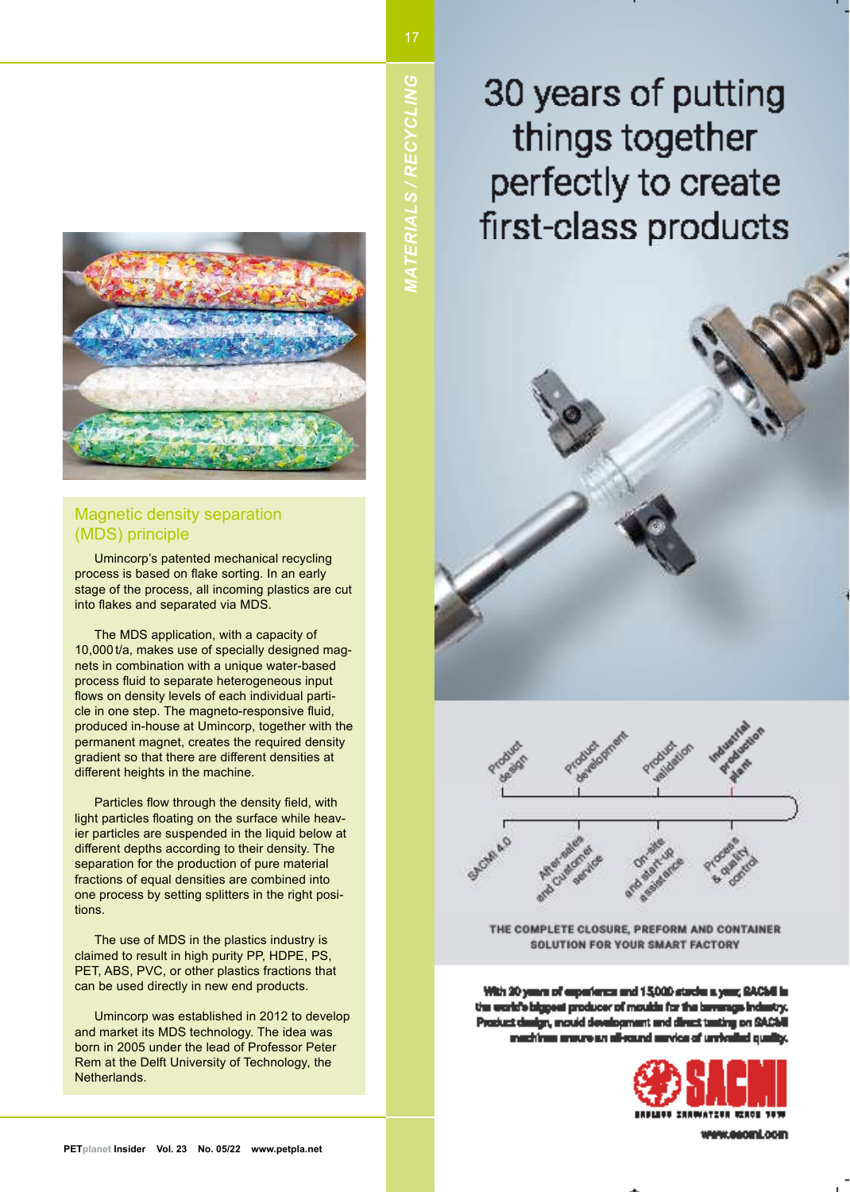## Magnetic density separation (MDS) principle

Umincorp's patented mechanical recycling process is based on flake sorting. In an early stage of the process, all incoming plastics are cut into flakes and separated via MDS.

The MDS application, with a capacity of 10,000 t/a, makes use of specially designed magnets in combination with a unique water-based process fluid to separate heterogeneous input flows on density levels of each individual particle in one step. The magneto-responsive fluid, produced in-house at Umincorp, together with the permanent magnet, creates the required density gradient so that there are different densities at different heights in the machine.

Particles flow through the density field, with light particles floating on the surface while heavier particles are suspended in the liquid below at different depths according to their density. The separation for the production of pure material fractions of equal densities are combined into one process by setting splitters in the right positions.

The use of MDS in the plastics industry is claimed to result in high purity PP, HDPE, PS, PET, ABS, PVC, or other plastics fractions that can be used directly in new end products.

Umincorp was established in 2012 to develop and market its MDS technology. The idea was born in 2005 under the lead of Professor Peter Rem at the Delft University of Technology, the Netherlands.

30 years of putting things together perfectly to create first-class products

Product design

Product development

Product validation

Industrial production plant

SACMI 4.0

After-sales and Customer service

On-site and start-up assistance

Process & quality control

THE COMPLETE CLOSURE, PREFORM AND CONTAINER SOLUTION FOR YOUR SMART FACTORY

With 30 years of experience and 15,000 stacks a year, SACMI is the world's biggest producer of moulds for the beverage industry. Product design, mould development and direct testing on SACMI machines ensure an all-round service of unrivalled quality.

SACMI

www.sacmi.com